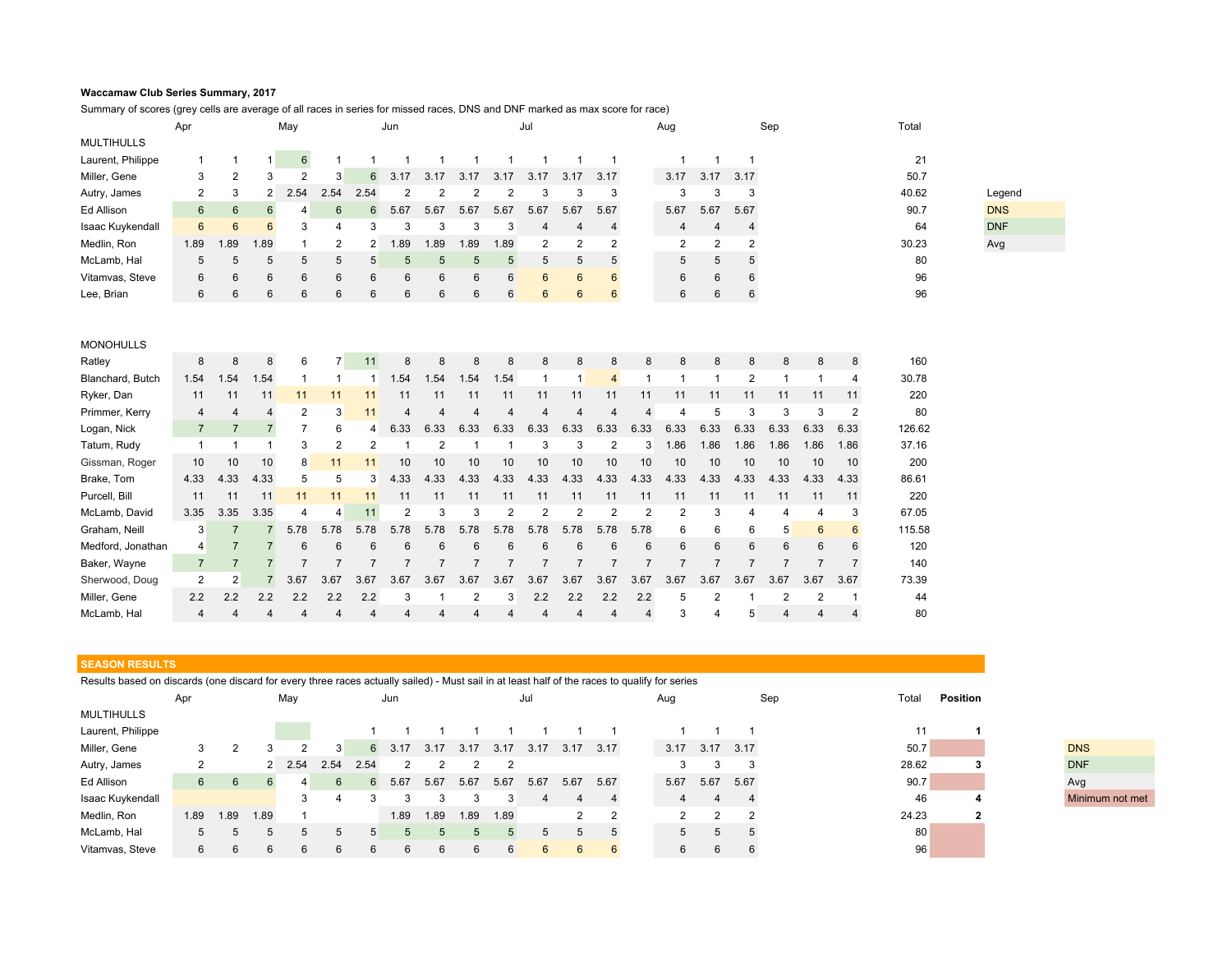**Waccamaw Club Series Summary, 2017**

Summary of scores (grey cells are average of all races in series for missed races, DNS and DNF marked as max score for race)

| | Apr | | | May | | | Jun | | | | Jul | | | | Aug | | | Sep | | | Total |
|---|---|---|---|---|---|---|---|---|---|---|---|---|---|---|---|---|---|---|---|---|---|
| **MULTIHULLS** | | | | | | | | | | | | | | | | | | | | | |
| Laurent, Philippe | 1 | 1 | 1 | 6 | 1 | 1 | 1 | 1 | 1 | 1 | 1 | 1 | 1 | | 1 | 1 | 1 | | | | 21 |
| Miller, Gene | 3 | 2 | 3 | 2 | 3 | 6 | 3.17 | 3.17 | 3.17 | 3.17 | 3.17 | 3.17 | 3.17 | | 3.17 | 3.17 | 3.17 | | | | 50.7 |
| Autry, James | 2 | 3 | 2 | 2.54 | 2.54 | 2.54 | 2 | 2 | 2 | 2 | 3 | 3 | 3 | | 3 | 3 | 3 | | | | 40.62 |
| Ed Allison | 6 | 6 | 6 | 4 | 6 | 6 | 5.67 | 5.67 | 5.67 | 5.67 | 5.67 | 5.67 | 5.67 | | 5.67 | 5.67 | 5.67 | | | | 90.7 |
| Isaac Kuykendall | 6 | 6 | 6 | 3 | 4 | 3 | 3 | 3 | 3 | 3 | 4 | 4 | 4 | | 4 | 4 | 4 | | | | 64 |
| Medlin, Ron | 1.89 | 1.89 | 1.89 | 1 | 2 | 2 | 1.89 | 1.89 | 1.89 | 1.89 | 2 | 2 | 2 | | 2 | 2 | 2 | | | | 30.23 |
| McLamb, Hal | 5 | 5 | 5 | 5 | 5 | 5 | 5 | 5 | 5 | 5 | 5 | 5 | 5 | | 5 | 5 | 5 | | | | 80 |
| Vitamvas, Steve | 6 | 6 | 6 | 6 | 6 | 6 | 6 | 6 | 6 | 6 | 6 | 6 | 6 | | 6 | 6 | 6 | | | | 96 |
| Lee, Brian | 6 | 6 | 6 | 6 | 6 | 6 | 6 | 6 | 6 | 6 | 6 | 6 | 6 | | 6 | 6 | 6 | | | | 96 |
| **MONOHULLS** | | | | | | | | | | | | | | | | | | | | | |
| Ratley | 8 | 8 | 8 | 6 | 7 | 11 | 8 | 8 | 8 | 8 | 8 | 8 | 8 | 8 | 8 | 8 | 8 | 8 | 8 | 8 | 160 |
| Blanchard, Butch | 1.54 | 1.54 | 1.54 | 1 | 1 | 1 | 1.54 | 1.54 | 1.54 | 1.54 | 1 | 1 | 4 | 1 | 1 | 1 | 2 | 1 | 1 | 4 | 30.78 |
| Ryker, Dan | 11 | 11 | 11 | 11 | 11 | 11 | 11 | 11 | 11 | 11 | 11 | 11 | 11 | 11 | 11 | 11 | 11 | 11 | 11 | 11 | 220 |
| Primmer, Kerry | 4 | 4 | 4 | 2 | 3 | 11 | 4 | 4 | 4 | 4 | 4 | 4 | 4 | 4 | 4 | 5 | 3 | 3 | 3 | 2 | 80 |
| Logan, Nick | 7 | 7 | 7 | 7 | 6 | 4 | 6.33 | 6.33 | 6.33 | 6.33 | 6.33 | 6.33 | 6.33 | 6.33 | 6.33 | 6.33 | 6.33 | 6.33 | 6.33 | 6.33 | 126.62 |
| Tatum, Rudy | 1 | 1 | 1 | 3 | 2 | 2 | 1 | 2 | 1 | 1 | 3 | 3 | 2 | 3 | 1.86 | 1.86 | 1.86 | 1.86 | 1.86 | 1.86 | 37.16 |
| Gissman, Roger | 10 | 10 | 10 | 8 | 11 | 11 | 10 | 10 | 10 | 10 | 10 | 10 | 10 | 10 | 10 | 10 | 10 | 10 | 10 | 10 | 200 |
| Brake, Tom | 4.33 | 4.33 | 4.33 | 5 | 5 | 3 | 4.33 | 4.33 | 4.33 | 4.33 | 4.33 | 4.33 | 4.33 | 4.33 | 4.33 | 4.33 | 4.33 | 4.33 | 4.33 | 4.33 | 86.61 |
| Purcell, Bill | 11 | 11 | 11 | 11 | 11 | 11 | 11 | 11 | 11 | 11 | 11 | 11 | 11 | 11 | 11 | 11 | 11 | 11 | 11 | 11 | 220 |
| McLamb, David | 3.35 | 3.35 | 3.35 | 4 | 4 | 11 | 2 | 3 | 3 | 2 | 2 | 2 | 2 | 2 | 2 | 3 | 4 | 4 | 4 | 3 | 67.05 |
| Graham, Neill | 3 | 7 | 7 | 5.78 | 5.78 | 5.78 | 5.78 | 5.78 | 5.78 | 5.78 | 5.78 | 5.78 | 5.78 | 5.78 | 6 | 6 | 6 | 5 | 6 | 6 | 115.58 |
| Medford, Jonathan | 4 | 7 | 7 | 6 | 6 | 6 | 6 | 6 | 6 | 6 | 6 | 6 | 6 | 6 | 6 | 6 | 6 | 6 | 6 | 6 | 120 |
| Baker, Wayne | 7 | 7 | 7 | 7 | 7 | 7 | 7 | 7 | 7 | 7 | 7 | 7 | 7 | 7 | 7 | 7 | 7 | 7 | 7 | 7 | 140 |
| Sherwood, Doug | 2 | 2 | 7 | 3.67 | 3.67 | 3.67 | 3.67 | 3.67 | 3.67 | 3.67 | 3.67 | 3.67 | 3.67 | 3.67 | 3.67 | 3.67 | 3.67 | 3.67 | 3.67 | 3.67 | 73.39 |
| Miller, Gene | 2.2 | 2.2 | 2.2 | 2.2 | 2.2 | 2.2 | 3 | 1 | 2 | 3 | 2.2 | 2.2 | 2.2 | 2.2 | 5 | 2 | 1 | 2 | 2 | 1 | 44 |
| McLamb, Hal | 4 | 4 | 4 | 4 | 4 | 4 | 4 | 4 | 4 | 4 | 4 | 4 | 4 | 4 | 3 | 4 | 5 | 4 | 4 | 4 | 80 |

Legend: DNS, DNF, Avg

## SEASON RESULTS

Results based on discards (one discard for every three races actually sailed) - Must sail in at least half of the races to qualify for series

| | Apr | | | May | | | Jun | | | | Jul | | | | Aug | | | Sep | | | Total | Position |
|---|---|---|---|---|---|---|---|---|---|---|---|---|---|---|---|---|---|---|---|---|---|---|
| **MULTIHULLS** | | | | | | | | | | | | | | | | | | | | | | |
| Laurent, Philippe | | | | | | 1 | 1 | 1 | 1 | 1 | 1 | 1 | 1 | | 1 | 1 | 1 | | | | 11 | **1** |
| Miller, Gene | 3 | 2 | 3 | 2 | 3 | 6 | 3.17 | 3.17 | 3.17 | 3.17 | 3.17 | 3.17 | 3.17 | | 3.17 | 3.17 | 3.17 | | | | 50.7 | |
| Autry, James | 2 | | 2 | 2.54 | 2.54 | 2.54 | 2 | 2 | 2 | 2 | | | | | 3 | 3 | 3 | | | | 28.62 | **3** |
| Ed Allison | 6 | 6 | 6 | 4 | 6 | 6 | 5.67 | 5.67 | 5.67 | 5.67 | 5.67 | 5.67 | 5.67 | | 5.67 | 5.67 | 5.67 | | | | 90.7 | |
| Isaac Kuykendall | | | | 3 | 4 | 3 | 3 | 3 | 3 | 3 | 4 | 4 | 4 | | 4 | 4 | 4 | | | | 46 | **4** |
| Medlin, Ron | 1.89 | 1.89 | 1.89 | 1 | | | 1.89 | 1.89 | 1.89 | 1.89 | | 2 | 2 | | 2 | 2 | 2 | | | | 24.23 | **2** |
| McLamb, Hal | 5 | 5 | 5 | 5 | 5 | 5 | 5 | 5 | 5 | 5 | 5 | 5 | 5 | | 5 | 5 | 5 | | | | 80 | |
| Vitamvas, Steve | 6 | 6 | 6 | 6 | 6 | 6 | 6 | 6 | 6 | 6 | 6 | 6 | 6 | | 6 | 6 | 6 | | | | 96 | |

Legend: DNS, DNF, Avg, Minimum not met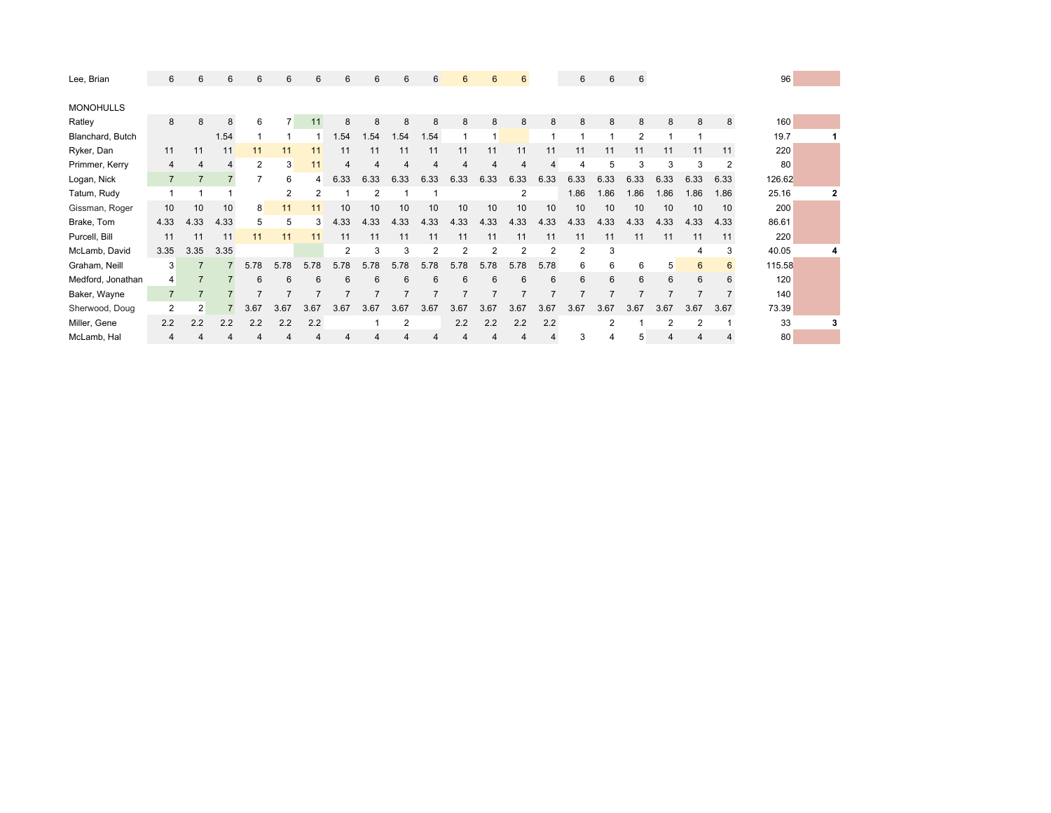| | | | | | | | | | | | | | | | | | | | | | | |
|---|---|---|---|---|---|---|---|---|---|---|---|---|---|---|---|---|---|---|---|---|---|---|
| Lee, Brian | 6 | 6 | 6 | 6 | 6 | 6 | 6 | 6 | 6 | 6 | 6 | 6 | 6 | | 6 | 6 | 6 | | | | 96 | |
| | | | | | | | | | | | | | | | | | | | | | | |
| MONOHULLS | | | | | | | | | | | | | | | | | | | | | | |
| Ratley | 8 | 8 | 8 | 6 | 7 | 11 | 8 | 8 | 8 | 8 | 8 | 8 | 8 | 8 | 8 | 8 | 8 | 8 | 8 | 8 | 160 | |
| Blanchard, Butch | | | 1.54 | 1 | 1 | 1 | 1.54 | 1.54 | 1.54 | 1.54 | 1 | 1 | | 1 | 1 | 1 | 2 | 1 | 1 | | 19.7 | **1** |
| Ryker, Dan | 11 | 11 | 11 | 11 | 11 | 11 | 11 | 11 | 11 | 11 | 11 | 11 | 11 | 11 | 11 | 11 | 11 | 11 | 11 | 11 | 220 | |
| Primmer, Kerry | 4 | 4 | 4 | 2 | 3 | 11 | 4 | 4 | 4 | 4 | 4 | 4 | 4 | 4 | 4 | 5 | 3 | 3 | 3 | 2 | 80 | |
| Logan, Nick | 7 | 7 | 7 | 7 | 6 | 4 | 6.33 | 6.33 | 6.33 | 6.33 | 6.33 | 6.33 | 6.33 | 6.33 | 6.33 | 6.33 | 6.33 | 6.33 | 6.33 | 6.33 | 126.62 | |
| Tatum, Rudy | 1 | 1 | 1 | | 2 | 2 | 1 | 2 | 1 | 1 | | | 2 | | 1.86 | 1.86 | 1.86 | 1.86 | 1.86 | 1.86 | 25.16 | **2** |
| Gissman, Roger | 10 | 10 | 10 | 8 | 11 | 11 | 10 | 10 | 10 | 10 | 10 | 10 | 10 | 10 | 10 | 10 | 10 | 10 | 10 | 10 | 200 | |
| Brake, Tom | 4.33 | 4.33 | 4.33 | 5 | 5 | 3 | 4.33 | 4.33 | 4.33 | 4.33 | 4.33 | 4.33 | 4.33 | 4.33 | 4.33 | 4.33 | 4.33 | 4.33 | 4.33 | 4.33 | 86.61 | |
| Purcell, Bill | 11 | 11 | 11 | 11 | 11 | 11 | 11 | 11 | 11 | 11 | 11 | 11 | 11 | 11 | 11 | 11 | 11 | 11 | 11 | 11 | 220 | |
| McLamb, David | 3.35 | 3.35 | 3.35 | | | | 2 | 3 | 3 | 2 | 2 | 2 | 2 | 2 | 2 | 3 | | | 4 | 3 | 40.05 | **4** |
| Graham, Neill | 3 | 7 | 7 | 5.78 | 5.78 | 5.78 | 5.78 | 5.78 | 5.78 | 5.78 | 5.78 | 5.78 | 5.78 | 5.78 | 6 | 6 | 6 | 5 | 6 | 6 | 115.58 | |
| Medford, Jonathan | 4 | 7 | 7 | 6 | 6 | 6 | 6 | 6 | 6 | 6 | 6 | 6 | 6 | 6 | 6 | 6 | 6 | 6 | 6 | 6 | 120 | |
| Baker, Wayne | 7 | 7 | 7 | 7 | 7 | 7 | 7 | 7 | 7 | 7 | 7 | 7 | 7 | 7 | 7 | 7 | 7 | 7 | 7 | 7 | 140 | |
| Sherwood, Doug | 2 | 2 | 7 | 3.67 | 3.67 | 3.67 | 3.67 | 3.67 | 3.67 | 3.67 | 3.67 | 3.67 | 3.67 | 3.67 | 3.67 | 3.67 | 3.67 | 3.67 | 3.67 | 3.67 | 73.39 | |
| Miller, Gene | 2.2 | 2.2 | 2.2 | 2.2 | 2.2 | 2.2 | | 1 | 2 | | 2.2 | 2.2 | 2.2 | 2.2 | | 2 | 1 | 2 | 2 | 1 | 33 | **3** |
| McLamb, Hal | 4 | 4 | 4 | 4 | 4 | 4 | 4 | 4 | 4 | 4 | 4 | 4 | 4 | 4 | 3 | 4 | 5 | 4 | 4 | 4 | 80 | |